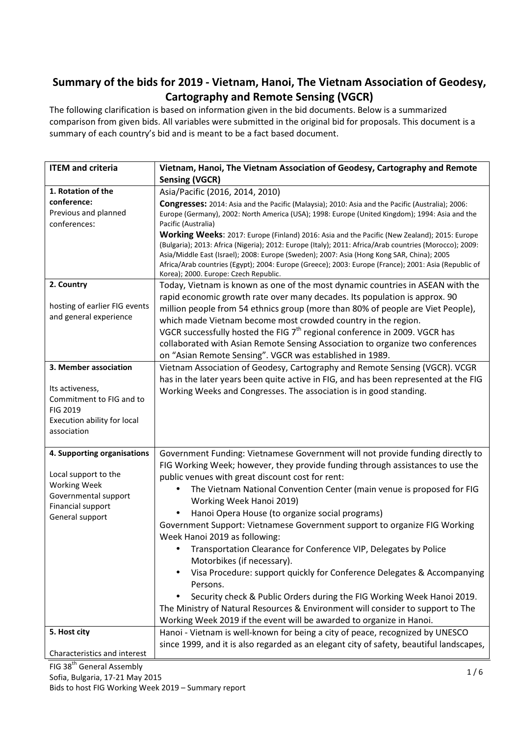# Summary of the bids for 2019 - Vietnam, Hanoi, The Vietnam Association of Geodesy, Cartography and Remote Sensing (VGCR)

The following clarification is based on information given in the bid documents. Below is a summarized comparison from given bids. All variables were submitted in the original bid for proposals. This document is a summary of each country's bid and is meant to be a fact based document.

| ITEM and criteria | Vietnam, Hanoi, The Vietnam Association of Geodesy, Cartography and Remote Sensing (VGCR) |
|---|---|
| **1. Rotation of the conference:**<br>Previous and planned conferences: | Asia/Pacific (2016, 2014, 2010)<br>**Congresses:** 2014: Asia and the Pacific (Malaysia); 2010: Asia and the Pacific (Australia); 2006: Europe (Germany), 2002: North America (USA); 1998: Europe (United Kingdom); 1994: Asia and the Pacific (Australia)<br>**Working Weeks**: 2017: Europe (Finland) 2016: Asia and the Pacific (New Zealand); 2015: Europe (Bulgaria); 2013: Africa (Nigeria); 2012: Europe (Italy); 2011: Africa/Arab countries (Morocco); 2009: Asia/Middle East (Israel); 2008: Europe (Sweden); 2007: Asia (Hong Kong SAR, China); 2005 Africa/Arab countries (Egypt); 2004: Europe (Greece); 2003: Europe (France); 2001: Asia (Republic of Korea); 2000. Europe: Czech Republic. |
| **2. Country**<br><br>hosting of earlier FIG events and general experience | Today, Vietnam is known as one of the most dynamic countries in ASEAN with the rapid economic growth rate over many decades. Its population is approx. 90 million people from 54 ethnics group (more than 80% of people are Viet People), which made Vietnam become most crowded country in the region.<br>VGCR successfully hosted the FIG 7th regional conference in 2009. VGCR has collaborated with Asian Remote Sensing Association to organize two conferences on "Asian Remote Sensing". VGCR was established in 1989. |
| **3. Member association**<br><br>Its activeness, Commitment to FIG and to FIG 2019<br>Execution ability for local association | Vietnam Association of Geodesy, Cartography and Remote Sensing (VGCR). VCGR has in the later years been quite active in FIG, and has been represented at the FIG Working Weeks and Congresses. The association is in good standing. |
| **4. Supporting organisations**<br><br>Local support to the Working Week<br>Governmental support<br>Financial support<br>General support | Government Funding: Vietnamese Government will not provide funding directly to FIG Working Week; however, they provide funding through assistances to use the public venues with great discount cost for rent:<br>• The Vietnam National Convention Center (main venue is proposed for FIG Working Week Hanoi 2019)<br>• Hanoi Opera House (to organize social programs)<br>Government Support: Vietnamese Government support to organize FIG Working Week Hanoi 2019 as following:<br>• Transportation Clearance for Conference VIP, Delegates by Police Motorbikes (if necessary).<br>• Visa Procedure: support quickly for Conference Delegates & Accompanying Persons.<br>• Security check & Public Orders during the FIG Working Week Hanoi 2019.<br>The Ministry of Natural Resources & Environment will consider to support to The Working Week 2019 if the event will be awarded to organize in Hanoi. |
| **5. Host city**<br><br>Characteristics and interest | Hanoi - Vietnam is well-known for being a city of peace, recognized by UNESCO since 1999, and it is also regarded as an elegant city of safety, beautiful landscapes, |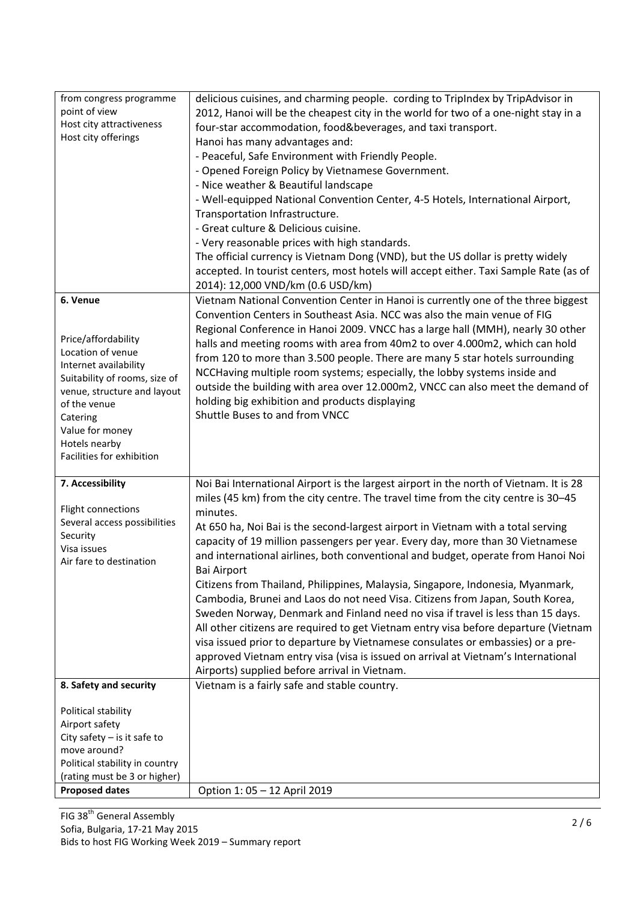| | |
|---|---|
| from congress programme point of view<br>Host city attractiveness<br>Host city offerings | delicious cuisines, and charming people. cording to TripIndex by TripAdvisor in 2012, Hanoi will be the cheapest city in the world for two of a one-night stay in a four-star accommodation, food&beverages, and taxi transport.<br>Hanoi has many advantages and:<br>- Peaceful, Safe Environment with Friendly People.<br>- Opened Foreign Policy by Vietnamese Government.<br>- Nice weather & Beautiful landscape<br>- Well-equipped National Convention Center, 4-5 Hotels, International Airport, Transportation Infrastructure.<br>- Great culture & Delicious cuisine.<br>- Very reasonable prices with high standards.<br>The official currency is Vietnam Dong (VND), but the US dollar is pretty widely accepted. In tourist centers, most hotels will accept either. Taxi Sample Rate (as of 2014): 12,000 VND/km (0.6 USD/km) |
| **6. Venue**<br><br>Price/affordability<br>Location of venue<br>Internet availability<br>Suitability of rooms, size of venue, structure and layout of the venue<br>Catering<br>Value for money<br>Hotels nearby<br>Facilities for exhibition | Vietnam National Convention Center in Hanoi is currently one of the three biggest Convention Centers in Southeast Asia. NCC was also the main venue of FIG Regional Conference in Hanoi 2009. VNCC has a large hall (MMH), nearly 30 other halls and meeting rooms with area from 40m2 to over 4.000m2, which can hold from 120 to more than 3.500 people. There are many 5 star hotels surrounding NCCHaving multiple room systems; especially, the lobby systems inside and outside the building with area over 12.000m2, VNCC can also meet the demand of holding big exhibition and products displaying<br>Shuttle Buses to and from VNCC |
| **7. Accessibility**<br><br>Flight connections<br>Several access possibilities<br>Security<br>Visa issues<br>Air fare to destination | Noi Bai International Airport is the largest airport in the north of Vietnam. It is 28 miles (45 km) from the city centre. The travel time from the city centre is 30–45 minutes.<br>At 650 ha, Noi Bai is the second-largest airport in Vietnam with a total serving capacity of 19 million passengers per year. Every day, more than 30 Vietnamese and international airlines, both conventional and budget, operate from Hanoi Noi Bai Airport<br>Citizens from Thailand, Philippines, Malaysia, Singapore, Indonesia, Myanmark, Cambodia, Brunei and Laos do not need Visa. Citizens from Japan, South Korea, Sweden Norway, Denmark and Finland need no visa if travel is less than 15 days. All other citizens are required to get Vietnam entry visa before departure (Vietnam visa issued prior to departure by Vietnamese consulates or embassies) or a pre-approved Vietnam entry visa (visa is issued on arrival at Vietnam's International Airports) supplied before arrival in Vietnam. |
| **8. Safety and security**<br><br>Political stability<br>Airport safety<br>City safety – is it safe to move around?<br>Political stability in country (rating must be 3 or higher) | Vietnam is a fairly safe and stable country. |
| **Proposed dates** | Option 1: 05 – 12 April 2019 |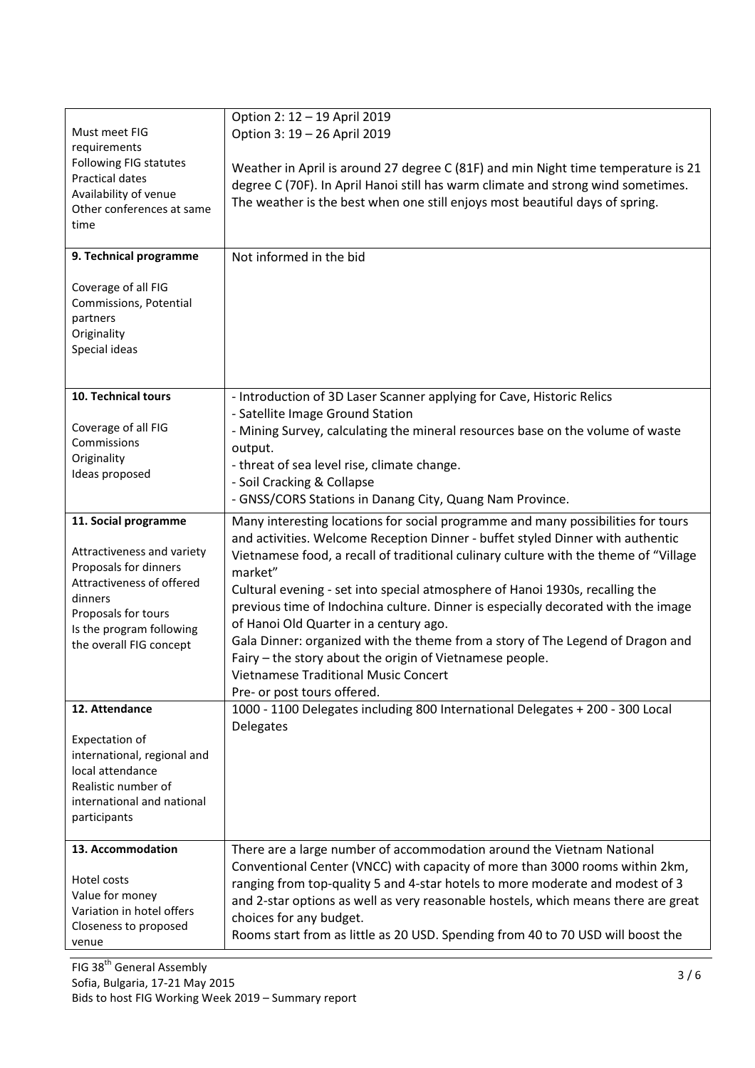| | |
|---|---|
| Must meet FIG requirements<br>Following FIG statutes<br>Practical dates<br>Availability of venue<br>Other conferences at same time | Option 2: 12 – 19 April 2019<br>Option 3: 19 – 26 April 2019<br><br>Weather in April is around 27 degree C (81F) and min Night time temperature is 21 degree C (70F). In April Hanoi still has warm climate and strong wind sometimes. The weather is the best when one still enjoys most beautiful days of spring. |
| **9. Technical programme**<br><br>Coverage of all FIG Commissions, Potential partners<br>Originality<br>Special ideas | Not informed in the bid |
| **10. Technical tours**<br><br>Coverage of all FIG Commissions<br>Originality<br>Ideas proposed | - Introduction of 3D Laser Scanner applying for Cave, Historic Relics<br>- Satellite Image Ground Station<br>- Mining Survey, calculating the mineral resources base on the volume of waste output.<br>- threat of sea level rise, climate change.<br>- Soil Cracking & Collapse<br>- GNSS/CORS Stations in Danang City, Quang Nam Province. |
| **11. Social programme**<br><br>Attractiveness and variety<br>Proposals for dinners<br>Attractiveness of offered dinners<br>Proposals for tours<br>Is the program following the overall FIG concept | Many interesting locations for social programme and many possibilities for tours and activities. Welcome Reception Dinner - buffet styled Dinner with authentic Vietnamese food, a recall of traditional culinary culture with the theme of "Village market"<br>Cultural evening - set into special atmosphere of Hanoi 1930s, recalling the previous time of Indochina culture. Dinner is especially decorated with the image of Hanoi Old Quarter in a century ago.<br>Gala Dinner: organized with the theme from a story of The Legend of Dragon and Fairy – the story about the origin of Vietnamese people.<br>Vietnamese Traditional Music Concert<br>Pre- or post tours offered. |
| **12. Attendance**<br><br>Expectation of international, regional and local attendance<br>Realistic number of international and national participants | 1000 - 1100 Delegates including 800 International Delegates + 200 - 300 Local Delegates |
| **13. Accommodation**<br><br>Hotel costs<br>Value for money<br>Variation in hotel offers<br>Closeness to proposed venue | There are a large number of accommodation around the Vietnam National Conventional Center (VNCC) with capacity of more than 3000 rooms within 2km, ranging from top-quality 5 and 4-star hotels to more moderate and modest of 3 and 2-star options as well as very reasonable hostels, which means there are great choices for any budget.<br>Rooms start from as little as 20 USD. Spending from 40 to 70 USD will boost the |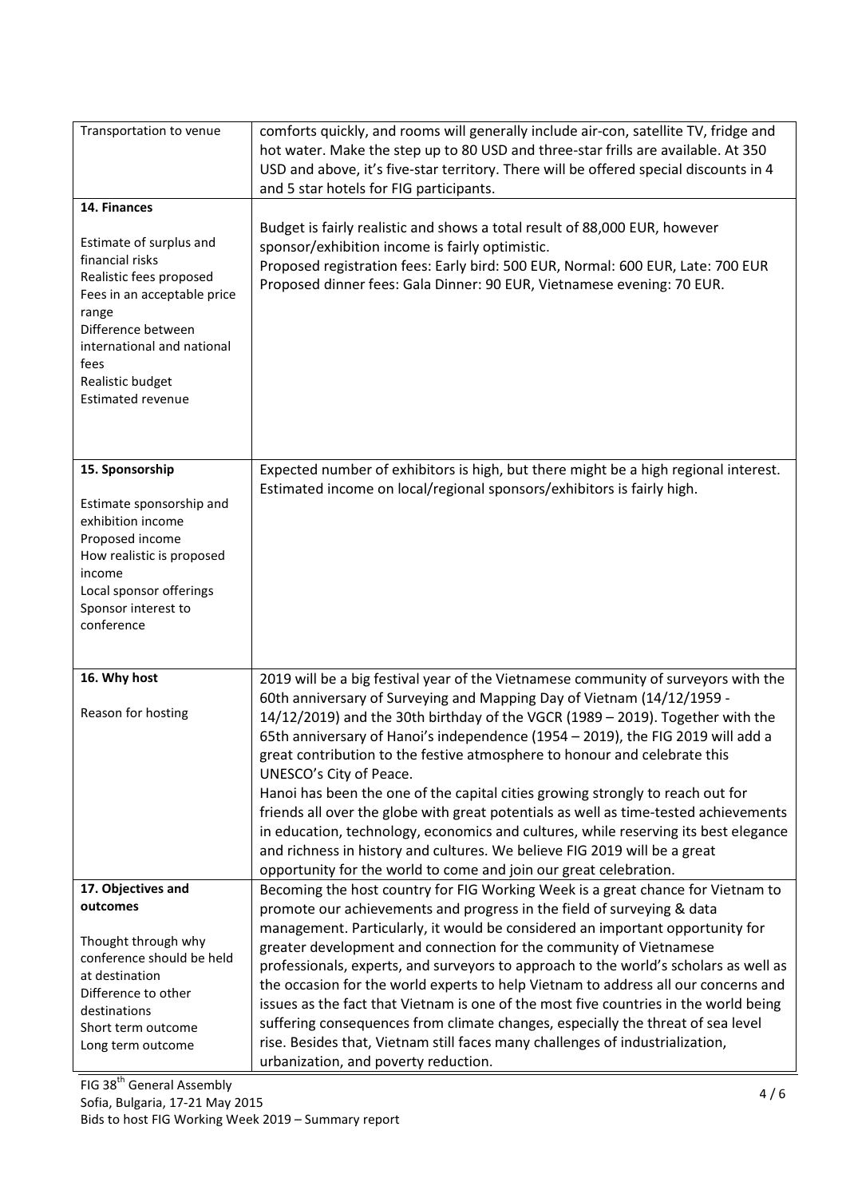| | |
|---|---|
| Transportation to venue | comforts quickly, and rooms will generally include air-con, satellite TV, fridge and hot water. Make the step up to 80 USD and three-star frills are available. At 350 USD and above, it's five-star territory. There will be offered special discounts in 4 and 5 star hotels for FIG participants. |
| **14. Finances**<br><br>Estimate of surplus and financial risks<br>Realistic fees proposed<br>Fees in an acceptable price range<br>Difference between international and national fees<br>Realistic budget<br>Estimated revenue | Budget is fairly realistic and shows a total result of 88,000 EUR, however sponsor/exhibition income is fairly optimistic.<br>Proposed registration fees: Early bird: 500 EUR, Normal: 600 EUR, Late: 700 EUR<br>Proposed dinner fees: Gala Dinner: 90 EUR, Vietnamese evening: 70 EUR. |
| **15. Sponsorship**<br><br>Estimate sponsorship and exhibition income<br>Proposed income<br>How realistic is proposed income<br>Local sponsor offerings<br>Sponsor interest to conference | Expected number of exhibitors is high, but there might be a high regional interest. Estimated income on local/regional sponsors/exhibitors is fairly high. |
| **16. Why host**<br><br>Reason for hosting | 2019 will be a big festival year of the Vietnamese community of surveyors with the 60th anniversary of Surveying and Mapping Day of Vietnam (14/12/1959 - 14/12/2019) and the 30th birthday of the VGCR (1989 – 2019). Together with the 65th anniversary of Hanoi's independence (1954 – 2019), the FIG 2019 will add a great contribution to the festive atmosphere to honour and celebrate this UNESCO's City of Peace.<br>Hanoi has been the one of the capital cities growing strongly to reach out for friends all over the globe with great potentials as well as time-tested achievements in education, technology, economics and cultures, while reserving its best elegance and richness in history and cultures. We believe FIG 2019 will be a great opportunity for the world to come and join our great celebration. |
| **17. Objectives and outcomes**<br><br>Thought through why conference should be held at destination<br>Difference to other destinations<br>Short term outcome<br>Long term outcome | Becoming the host country for FIG Working Week is a great chance for Vietnam to promote our achievements and progress in the field of surveying & data management. Particularly, it would be considered an important opportunity for greater development and connection for the community of Vietnamese professionals, experts, and surveyors to approach to the world's scholars as well as the occasion for the world experts to help Vietnam to address all our concerns and issues as the fact that Vietnam is one of the most five countries in the world being suffering consequences from climate changes, especially the threat of sea level rise. Besides that, Vietnam still faces many challenges of industrialization, urbanization, and poverty reduction. |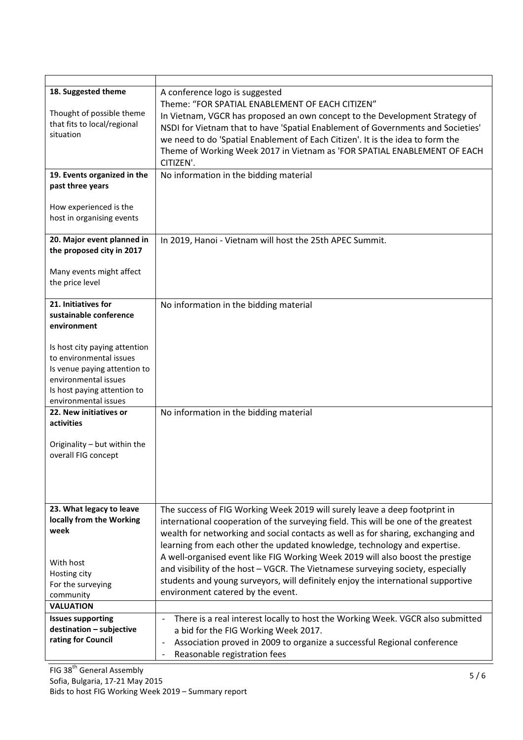| | |
|---|---|
| **18. Suggested theme**<br><br>Thought of possible theme that fits to local/regional situation | A conference logo is suggested<br>Theme: "FOR SPATIAL ENABLEMENT OF EACH CITIZEN"<br>In Vietnam, VGCR has proposed an own concept to the Development Strategy of NSDI for Vietnam that to have 'Spatial Enablement of Governments and Societies' we need to do 'Spatial Enablement of Each Citizen'. It is the idea to form the Theme of Working Week 2017 in Vietnam as 'FOR SPATIAL ENABLEMENT OF EACH CITIZEN'. |
| **19. Events organized in the past three years**<br><br>How experienced is the host in organising events | No information in the bidding material |
| **20. Major event planned in the proposed city in 2017**<br><br>Many events might affect the price level | In 2019, Hanoi - Vietnam will host the 25th APEC Summit. |
| **21. Initiatives for sustainable conference environment**<br><br>Is host city paying attention to environmental issues<br>Is venue paying attention to environmental issues<br>Is host paying attention to environmental issues | No information in the bidding material |
| **22. New initiatives or activities**<br><br>Originality – but within the overall FIG concept | No information in the bidding material |
| **23. What legacy to leave locally from the Working week**<br><br>With host<br>Hosting city<br>For the surveying community | The success of FIG Working Week 2019 will surely leave a deep footprint in international cooperation of the surveying field. This will be one of the greatest wealth for networking and social contacts as well as for sharing, exchanging and learning from each other the updated knowledge, technology and expertise.<br>A well-organised event like FIG Working Week 2019 will also boost the prestige and visibility of the host – VGCR. The Vietnamese surveying society, especially students and young surveyors, will definitely enjoy the international supportive environment catered by the event. |
| **VALUATION** | |
| **Issues supporting destination – subjective rating for Council** | - There is a real interest locally to host the Working Week. VGCR also submitted a bid for the FIG Working Week 2017.<br>- Association proved in 2009 to organize a successful Regional conference<br>- Reasonable registration fees |

FIG 38th General Assembly
Sofia, Bulgaria, 17-21 May 2015
Bids to host FIG Working Week 2019 – Summary report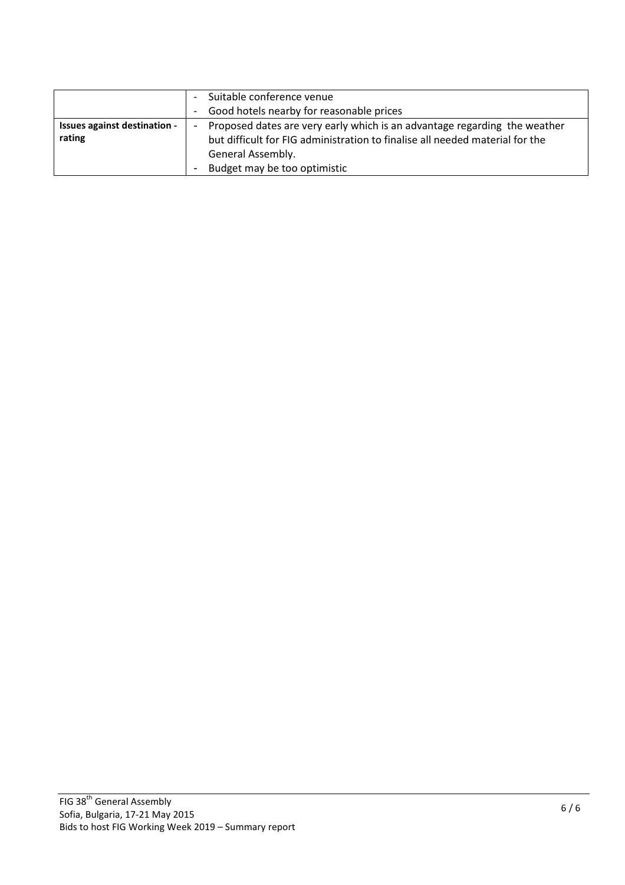| | |
|---|---|
| | - Suitable conference venue<br>- Good hotels nearby for reasonable prices |
| **Issues against destination - rating** | - Proposed dates are very early which is an advantage regarding the weather but difficult for FIG administration to finalise all needed material for the General Assembly.<br>- Budget may be too optimistic |